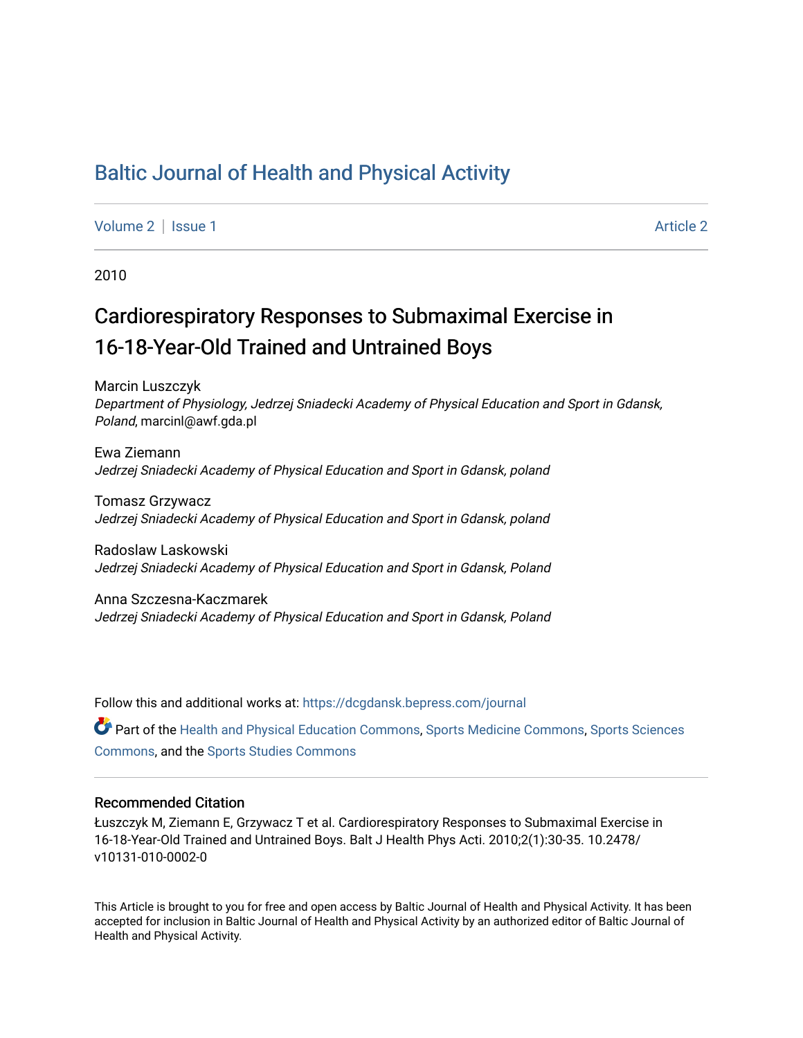# Baltic Journal of Health and Physical Activity

Volume 2 | Issue 1 Article 2

2010

## Cardiorespiratory Responses to Submaximal Exercise in 16-18-Year-Old Trained and Untrained Boys

Marcin Luszczyk
*Department of Physiology, Jedrzej Sniadecki Academy of Physical Education and Sport in Gdansk, Poland*, marcinl@awf.gda.pl

Ewa Ziemann
*Jedrzej Sniadecki Academy of Physical Education and Sport in Gdansk, poland*

Tomasz Grzywacz
*Jedrzej Sniadecki Academy of Physical Education and Sport in Gdansk, poland*

Radoslaw Laskowski
*Jedrzej Sniadecki Academy of Physical Education and Sport in Gdansk, Poland*

Anna Szczesna-Kaczmarek
*Jedrzej Sniadecki Academy of Physical Education and Sport in Gdansk, Poland*

Follow this and additional works at: https://dcgdansk.bepress.com/journal

Part of the Health and Physical Education Commons, Sports Medicine Commons, Sports Sciences Commons, and the Sports Studies Commons

### Recommended Citation

Łuszczyk M, Ziemann E, Grzywacz T et al. Cardiorespiratory Responses to Submaximal Exercise in 16-18-Year-Old Trained and Untrained Boys. Balt J Health Phys Acti. 2010;2(1):30-35. 10.2478/v10131-010-0002-0

This Article is brought to you for free and open access by Baltic Journal of Health and Physical Activity. It has been accepted for inclusion in Baltic Journal of Health and Physical Activity by an authorized editor of Baltic Journal of Health and Physical Activity.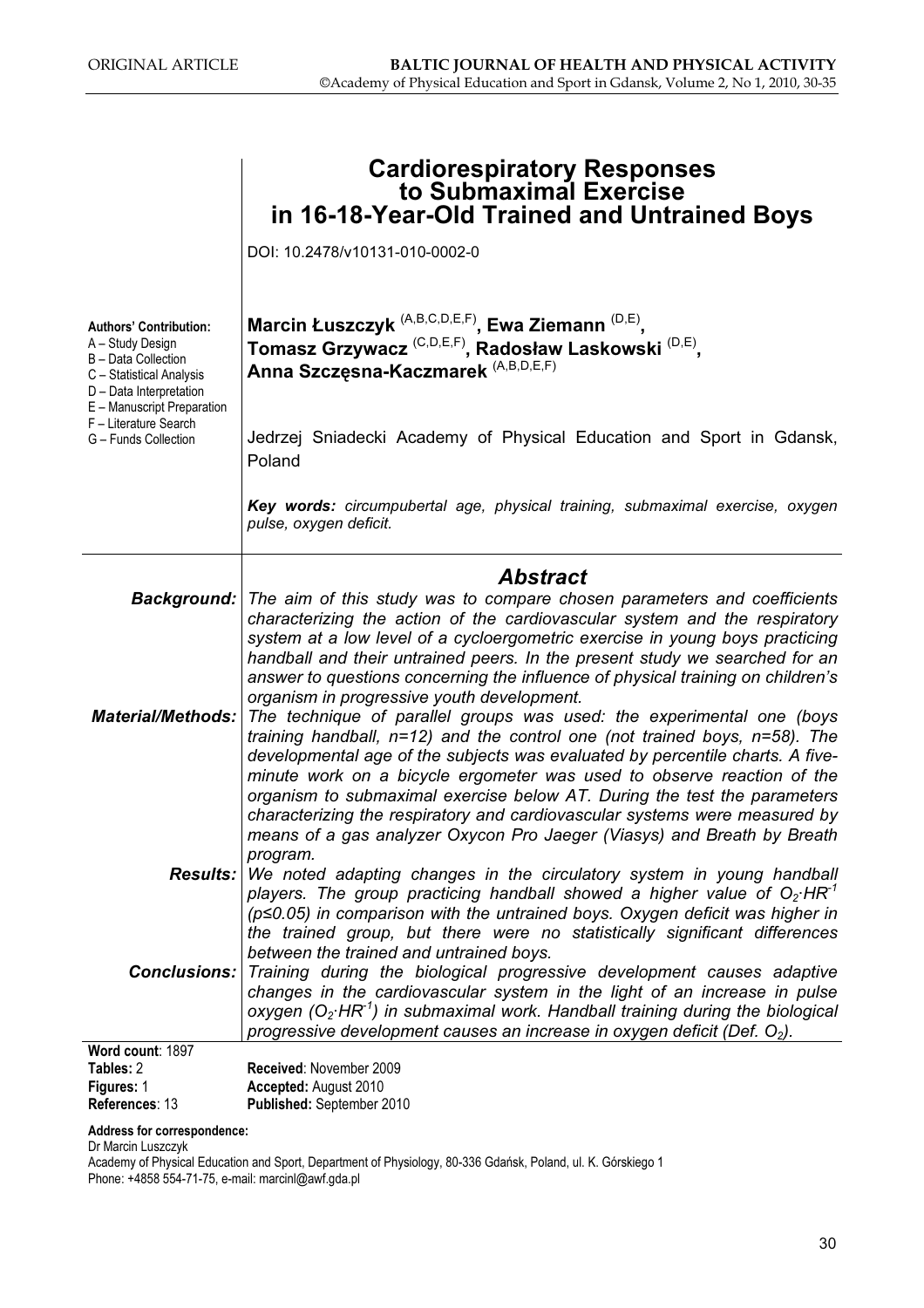ORIGINAL ARTICLE

# Cardiorespiratory Responses to Submaximal Exercise in 16-18-Year-Old Trained and Untrained Boys

DOI: 10.2478/v10131-010-0002-0

**Authors' Contribution:**
A – Study Design
B – Data Collection
C – Statistical Analysis
D – Data Interpretation
E – Manuscript Preparation
F – Literature Search
G – Funds Collection

**Marcin Łuszczyk** (A,B,C,D,E,F)**, Ewa Ziemann** (D,E)**, Tomasz Grzywacz** (C,D,E,F)**, Radosław Laskowski** (D,E)**, Anna Szczęsna-Kaczmarek** (A,B,D,E,F)

Jedrzej Sniadecki Academy of Physical Education and Sport in Gdansk, Poland

***Key words:*** *circumpubertal age, physical training, submaximal exercise, oxygen pulse, oxygen deficit.*

## Abstract

***Background:*** *The aim of this study was to compare chosen parameters and coefficients characterizing the action of the cardiovascular system and the respiratory system at a low level of a cycloergometric exercise in young boys practicing handball and their untrained peers. In the present study we searched for an answer to questions concerning the influence of physical training on children's organism in progressive youth development.*

***Material/Methods:*** *The technique of parallel groups was used: the experimental one (boys training handball, n=12) and the control one (not trained boys, n=58). The developmental age of the subjects was evaluated by percentile charts. A five-minute work on a bicycle ergometer was used to observe reaction of the organism to submaximal exercise below AT. During the test the parameters characterizing the respiratory and cardiovascular systems were measured by means of a gas analyzer Oxycon Pro Jaeger (Viasys) and Breath by Breath program.*

***Results:*** *We noted adapting changes in the circulatory system in young handball players. The group practicing handball showed a higher value of $O_2 \cdot HR^{-1}$ ($p \le 0.05$) in comparison with the untrained boys. Oxygen deficit was higher in the trained group, but there were no statistically significant differences between the trained and untrained boys.*

***Conclusions:*** *Training during the biological progressive development causes adaptive changes in the cardiovascular system in the light of an increase in pulse oxygen ($O_2 \cdot HR^{-1}$) in submaximal work. Handball training during the biological progressive development causes an increase in oxygen deficit (Def. $O_2$).*

**Word count**: 1897
**Tables:** 2
**Figures:** 1
**References**: 13

**Received**: November 2009
**Accepted:** August 2010
**Published:** September 2010

**Address for correspondence:**
Dr Marcin Luszczyk
Academy of Physical Education and Sport, Department of Physiology, 80-336 Gdańsk, Poland, ul. K. Górskiego 1
Phone: +4858 554-71-75, e-mail: marcinl@awf.gda.pl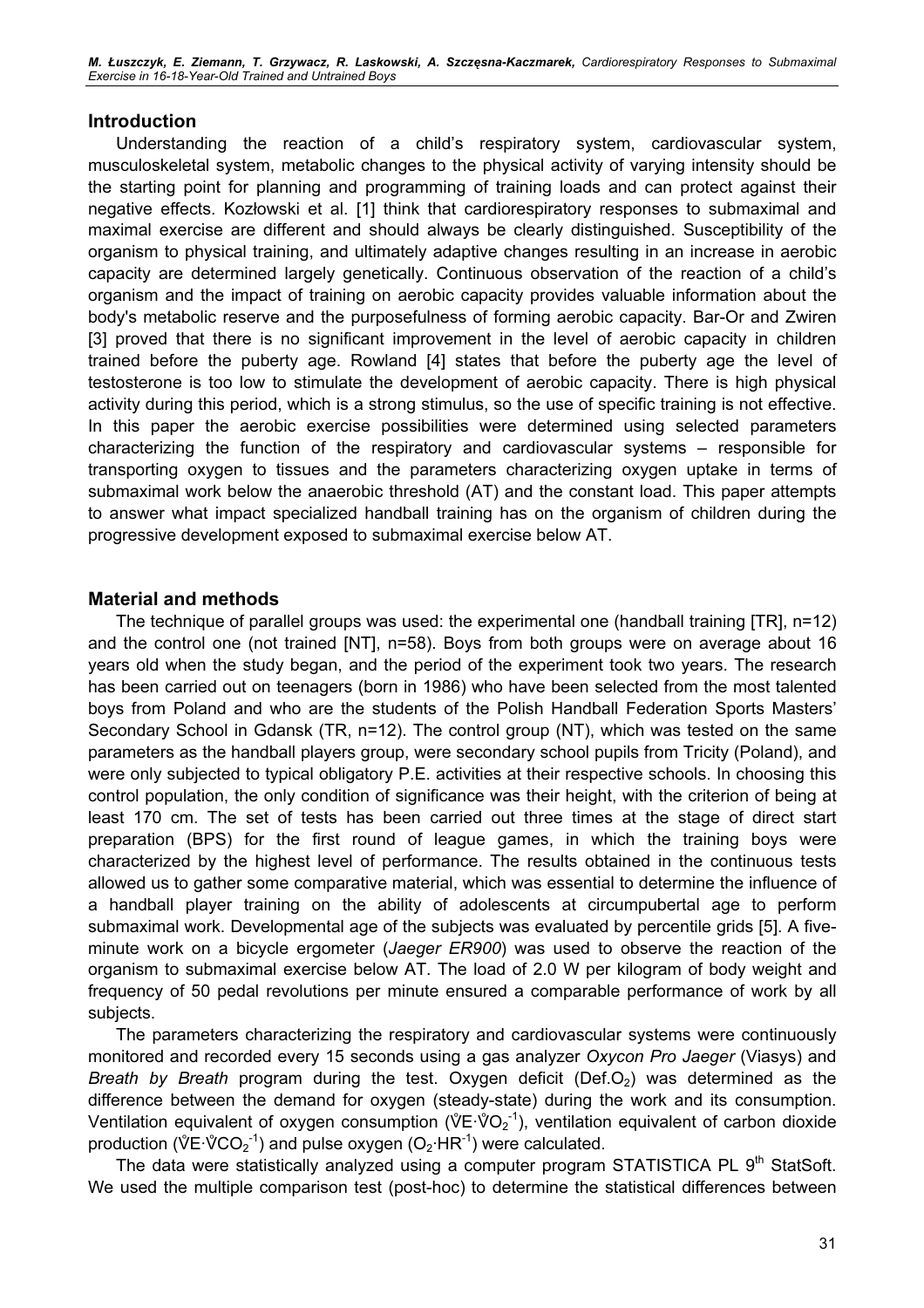## Introduction

Understanding the reaction of a child's respiratory system, cardiovascular system, musculoskeletal system, metabolic changes to the physical activity of varying intensity should be the starting point for planning and programming of training loads and can protect against their negative effects. Kozłowski et al. [1] think that cardiorespiratory responses to submaximal and maximal exercise are different and should always be clearly distinguished. Susceptibility of the organism to physical training, and ultimately adaptive changes resulting in an increase in aerobic capacity are determined largely genetically. Continuous observation of the reaction of a child's organism and the impact of training on aerobic capacity provides valuable information about the body's metabolic reserve and the purposefulness of forming aerobic capacity. Bar-Or and Zwiren [3] proved that there is no significant improvement in the level of aerobic capacity in children trained before the puberty age. Rowland [4] states that before the puberty age the level of testosterone is too low to stimulate the development of aerobic capacity. There is high physical activity during this period, which is a strong stimulus, so the use of specific training is not effective. In this paper the aerobic exercise possibilities were determined using selected parameters characterizing the function of the respiratory and cardiovascular systems – responsible for transporting oxygen to tissues and the parameters characterizing oxygen uptake in terms of submaximal work below the anaerobic threshold (AT) and the constant load. This paper attempts to answer what impact specialized handball training has on the organism of children during the progressive development exposed to submaximal exercise below AT.

## Material and methods

The technique of parallel groups was used: the experimental one (handball training [TR], n=12) and the control one (not trained [NT], n=58). Boys from both groups were on average about 16 years old when the study began, and the period of the experiment took two years. The research has been carried out on teenagers (born in 1986) who have been selected from the most talented boys from Poland and who are the students of the Polish Handball Federation Sports Masters' Secondary School in Gdansk (TR, n=12). The control group (NT), which was tested on the same parameters as the handball players group, were secondary school pupils from Tricity (Poland), and were only subjected to typical obligatory P.E. activities at their respective schools. In choosing this control population, the only condition of significance was their height, with the criterion of being at least 170 cm. The set of tests has been carried out three times at the stage of direct start preparation (BPS) for the first round of league games, in which the training boys were characterized by the highest level of performance. The results obtained in the continuous tests allowed us to gather some comparative material, which was essential to determine the influence of a handball player training on the ability of adolescents at circumpubertal age to perform submaximal work. Developmental age of the subjects was evaluated by percentile grids [5]. A five-minute work on a bicycle ergometer (*Jaeger ER900*) was used to observe the reaction of the organism to submaximal exercise below AT. The load of 2.0 W per kilogram of body weight and frequency of 50 pedal revolutions per minute ensured a comparable performance of work by all subjects.

The parameters characterizing the respiratory and cardiovascular systems were continuously monitored and recorded every 15 seconds using a gas analyzer *Oxycon Pro Jaeger* (Viasys) and *Breath by Breath* program during the test. Oxygen deficit ($Def.O_2$) was determined as the difference between the demand for oxygen (steady-state) during the work and its consumption. Ventilation equivalent of oxygen consumption ($\mathring{V}E \cdot \mathring{V}O_2^{-1}$), ventilation equivalent of carbon dioxide production ($\mathring{V}E \cdot \mathring{V}CO_2^{-1}$) and pulse oxygen ($O_2 \cdot HR^{-1}$) were calculated.

The data were statistically analyzed using a computer program STATISTICA PL 9$^{th}$ StatSoft. We used the multiple comparison test (post-hoc) to determine the statistical differences between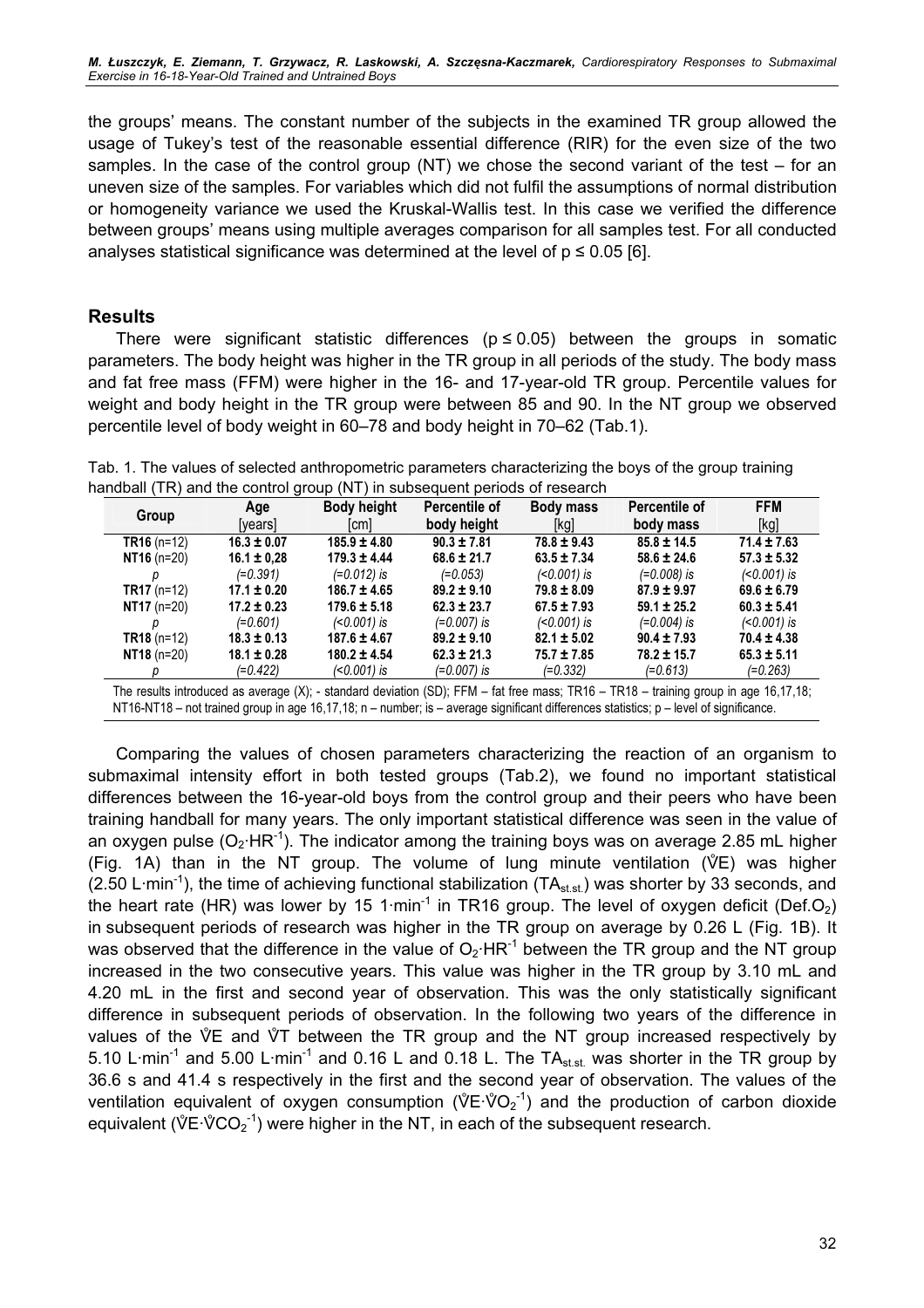the groups' means. The constant number of the subjects in the examined TR group allowed the usage of Tukey's test of the reasonable essential difference (RIR) for the even size of the two samples. In the case of the control group (NT) we chose the second variant of the test – for an uneven size of the samples. For variables which did not fulfil the assumptions of normal distribution or homogeneity variance we used the Kruskal-Wallis test. In this case we verified the difference between groups' means using multiple averages comparison for all samples test. For all conducted analyses statistical significance was determined at the level of $p \leq 0.05$ [6].

## Results

There were significant statistic differences ($p \leq 0.05$) between the groups in somatic parameters. The body height was higher in the TR group in all periods of the study. The body mass and fat free mass (FFM) were higher in the 16- and 17-year-old TR group. Percentile values for weight and body height in the TR group were between 85 and 90. In the NT group we observed percentile level of body weight in 60–78 and body height in 70–62 (Tab.1).

Tab. 1. The values of selected anthropometric parameters characterizing the boys of the group training handball (TR) and the control group (NT) in subsequent periods of research

| Group | Age [years] | Body height [cm] | Percentile of body height | Body mass [kg] | Percentile of body mass | FFM [kg] |
|---|---|---|---|---|---|---|
| **TR16** (n=12) | **16.3 ± 0.07** | **185.9 ± 4.80** | **90.3 ± 7.81** | **78.8 ± 9.43** | **85.8 ± 14.5** | **71.4 ± 7.63** |
| **NT16** (n=20) | **16.1 ± 0,28** | **179.3 ± 4.44** | **68.6 ± 21.7** | **63.5 ± 7.34** | **58.6 ± 24.6** | **57.3 ± 5.32** |
| *p* | *(=0.391)* | *(=0.012) is* | *(=0.053)* | *(<0.001) is* | *(=0.008) is* | *(<0.001) is* |
| **TR17** (n=12) | **17.1 ± 0.20** | **186.7 ± 4.65** | **89.2 ± 9.10** | **79.8 ± 8.09** | **87.9 ± 9.97** | **69.6 ± 6.79** |
| **NT17** (n=20) | **17.2 ± 0.23** | **179.6 ± 5.18** | **62.3 ± 23.7** | **67.5 ± 7.93** | **59.1 ± 25.2** | **60.3 ± 5.41** |
| *p* | *(=0.601)* | *(<0.001) is* | *(=0.007) is* | *(<0.001) is* | *(=0.004) is* | *(<0.001) is* |
| **TR18** (n=12) | **18.3 ± 0.13** | **187.6 ± 4.67** | **89.2 ± 9.10** | **82.1 ± 5.02** | **90.4 ± 7.93** | **70.4 ± 4.38** |
| **NT18** (n=20) | **18.1 ± 0.28** | **180.2 ± 4.54** | **62.3 ± 21.3** | **75.7 ± 7.85** | **78.2 ± 15.7** | **65.3 ± 5.11** |
| *p* | *(=0.422)* | *(<0.001) is* | *(=0.007) is* | *(=0.332)* | *(=0.613)* | *(=0.263)* |

The results introduced as average (X); - standard deviation (SD); FFM – fat free mass; TR16 – TR18 – training group in age 16,17,18; NT16-NT18 – not trained group in age 16,17,18; n – number; is – average significant differences statistics; p – level of significance.

Comparing the values of chosen parameters characterizing the reaction of an organism to submaximal intensity effort in both tested groups (Tab.2), we found no important statistical differences between the 16-year-old boys from the control group and their peers who have been training handball for many years. The only important statistical difference was seen in the value of an oxygen pulse ($O_2 \cdot HR^{-1}$). The indicator among the training boys was on average 2.85 mL higher (Fig. 1A) than in the NT group. The volume of lung minute ventilation ($\dot{V}E$) was higher (2.50 $L \cdot min^{-1}$), the time of achieving functional stabilization ($TA_{st.st.}$) was shorter by 33 seconds, and the heart rate (HR) was lower by 15 $1 \cdot min^{-1}$ in TR16 group. The level of oxygen deficit ($Def.O_2$) in subsequent periods of research was higher in the TR group on average by 0.26 L (Fig. 1B). It was observed that the difference in the value of $O_2 \cdot HR^{-1}$ between the TR group and the NT group increased in the two consecutive years. This value was higher in the TR group by 3.10 mL and 4.20 mL in the first and second year of observation. This was the only statistically significant difference in subsequent periods of observation. In the following two years of the difference in values of the $\dot{V}E$ and $\dot{V}T$ between the TR group and the NT group increased respectively by 5.10 $L \cdot min^{-1}$ and 5.00 $L \cdot min^{-1}$ and 0.16 L and 0.18 L. The $TA_{st.st.}$ was shorter in the TR group by 36.6 s and 41.4 s respectively in the first and the second year of observation. The values of the ventilation equivalent of oxygen consumption ($\dot{V}E \cdot \dot{V}O_2^{-1}$) and the production of carbon dioxide equivalent ($\dot{V}E \cdot \dot{V}CO_2^{-1}$) were higher in the NT, in each of the subsequent research.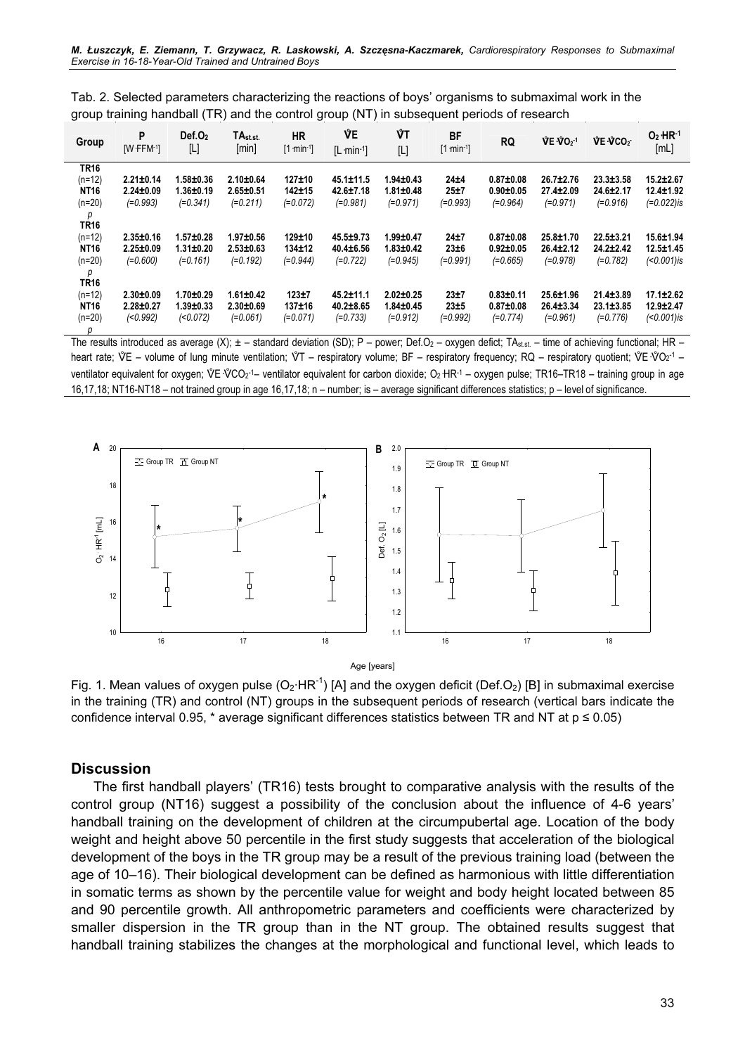Tab. 2. Selected parameters characterizing the reactions of boys' organisms to submaximal work in the group training handball (TR) and the control group (NT) in subsequent periods of research

| Group | P [$W \cdot FFM^{-1}$] | Def.$O_2$ [L] | $TA_{st.st.}$ [min] | HR [$1 \cdot min^{-1}$] | $\dot{V}E$ [$L \cdot min^{-1}$] | $\dot{V}T$ [L] | BF [$1 \cdot min^{-1}$] | RQ | $\dot{V}E \cdot \dot{V}O_2^{-1}$ | $\dot{V}E \cdot \dot{V}CO_2$ | $O_2 \cdot HR^{-1}$ [mL] |
|---|---|---|---|---|---|---|---|---|---|---|---|
| **TR16** (n=12) | **2.21±0.14** | **1.58±0.36** | **2.10±0.64** | **127±10** | **45.1±11.5** | **1.94±0.43** | **24±4** | **0.87±0.08** | **26.7±2.76** | **23.3±3.58** | **15.2±2.67** |
| **NT16** (n=20) | **2.24±0.09** | **1.36±0.19** | **2.65±0.51** | **142±15** | **42.6±7.18** | **1.81±0.48** | **25±7** | **0.90±0.05** | **27.4±2.09** | **24.6±2.17** | **12.4±1.92** |
| *p* | *(=0.993)* | *(=0.341)* | *(=0.211)* | *(=0.072)* | *(=0.981)* | *(=0.971)* | *(=0.993)* | *(=0.964)* | *(=0.971)* | *(=0.916)* | *(=0.022)is* |
| **TR16** (n=12) | **2.35±0.16** | **1.57±0.28** | **1.97±0.56** | **129±10** | **45.5±9.73** | **1.99±0.47** | **24±7** | **0.87±0.08** | **25.8±1.70** | **22.5±3.21** | **15.6±1.94** |
| **NT16** (n=20) | **2.25±0.09** | **1.31±0.20** | **2.53±0.63** | **134±12** | **40.4±6.56** | **1.83±0.42** | **23±6** | **0.92±0.05** | **26.4±2.12** | **24.2±2.42** | **12.5±1.45** |
| *p* | *(=0.600)* | *(=0.161)* | *(=0.192)* | *(=0.944)* | *(=0.722)* | *(=0.945)* | *(=0.991)* | *(=0.665)* | *(=0.978)* | *(=0.782)* | *(<0.001)is* |
| **TR16** (n=12) | **2.30±0.09** | **1.70±0.29** | **1.61±0.42** | **123±7** | **45.2±11.1** | **2.02±0.25** | **23±7** | **0.83±0.11** | **25.6±1.96** | **21.4±3.89** | **17.1±2.62** |
| **NT16** (n=20) | **2.28±0.27** | **1.39±0.33** | **2.30±0.69** | **137±16** | **40.2±8.65** | **1.84±0.45** | **23±5** | **0.87±0.08** | **26.4±3.34** | **23.1±3.85** | **12.9±2.47** |
| *p* | *(<0.992)* | *(<0.072)* | *(=0.061)* | *(=0.071)* | *(=0.733)* | *(=0.912)* | *(=0.992)* | *(=0.774)* | *(=0.961)* | *(=0.776)* | *(<0.001)is* |

The results introduced as average (X); ± – standard deviation (SD); P – power; Def.$O_2$ – oxygen defict; $TA_{st.st.}$ – time of achieving functional; HR – heart rate; $\dot{V}E$ – volume of lung minute ventilation; $\dot{V}T$ – respiratory volume; BF – respiratory frequency; RQ – respiratory quotient; $\dot{V}E \cdot \dot{V}O_2^{-1}$ – ventilator equivalent for oxygen; $\dot{V}E \cdot \dot{V}CO_2^{-1}$ – ventilator equivalent for carbon dioxide; $O_2 \cdot HR^{-1}$ – oxygen pulse; TR16–TR18 – training group in age 16,17,18; NT16-NT18 – not trained group in age 16,17,18; n – number; is – average significant differences statistics; p – level of significance.

Fig. 1. Mean values of oxygen pulse ($O_2 \cdot HR^{-1}$) [A] and the oxygen deficit (Def.$O_2$) [B] in submaximal exercise in the training (TR) and control (NT) groups in the subsequent periods of research (vertical bars indicate the confidence interval 0.95, * average significant differences statistics between TR and NT at $p \leq 0.05$)

## Discussion

The first handball players' (TR16) tests brought to comparative analysis with the results of the control group (NT16) suggest a possibility of the conclusion about the influence of 4-6 years' handball training on the development of children at the circumpubertal age. Location of the body weight and height above 50 percentile in the first study suggests that acceleration of the biological development of the boys in the TR group may be a result of the previous training load (between the age of 10–16). Their biological development can be defined as harmonious with little differentiation in somatic terms as shown by the percentile value for weight and body height located between 85 and 90 percentile growth. All anthropometric parameters and coefficients were characterized by smaller dispersion in the TR group than in the NT group. The obtained results suggest that handball training stabilizes the changes at the morphological and functional level, which leads to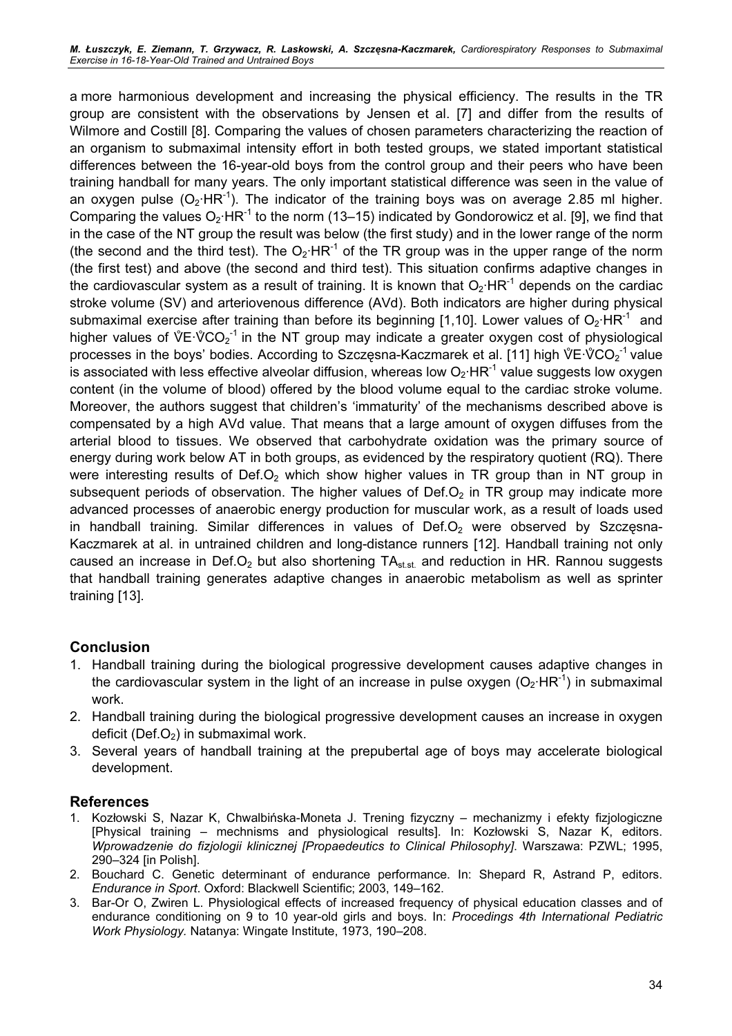a more harmonious development and increasing the physical efficiency. The results in the TR group are consistent with the observations by Jensen et al. [7] and differ from the results of Wilmore and Costill [8]. Comparing the values of chosen parameters characterizing the reaction of an organism to submaximal intensity effort in both tested groups, we stated important statistical differences between the 16-year-old boys from the control group and their peers who have been training handball for many years. The only important statistical difference was seen in the value of an oxygen pulse ($O_2 \cdot HR^{-1}$). The indicator of the training boys was on average 2.85 ml higher. Comparing the values $O_2 \cdot HR^{-1}$ to the norm (13–15) indicated by Gondorowicz et al. [9], we find that in the case of the NT group the result was below (the first study) and in the lower range of the norm (the second and the third test). The $O_2 \cdot HR^{-1}$ of the TR group was in the upper range of the norm (the first test) and above (the second and third test). This situation confirms adaptive changes in the cardiovascular system as a result of training. It is known that $O_2 \cdot HR^{-1}$ depends on the cardiac stroke volume (SV) and arteriovenous difference (AVd). Both indicators are higher during physical submaximal exercise after training than before its beginning [1,10]. Lower values of $O_2 \cdot HR^{-1}$ and higher values of $\dot{V}E \cdot \dot{V}CO_2^{-1}$ in the NT group may indicate a greater oxygen cost of physiological processes in the boys' bodies. According to Szczęsna-Kaczmarek et al. [11] high $\dot{V}E \cdot \dot{V}CO_2^{-1}$ value is associated with less effective alveolar diffusion, whereas low $O_2 \cdot HR^{-1}$ value suggests low oxygen content (in the volume of blood) offered by the blood volume equal to the cardiac stroke volume. Moreover, the authors suggest that children's 'immaturity' of the mechanisms described above is compensated by a high AVd value. That means that a large amount of oxygen diffuses from the arterial blood to tissues. We observed that carbohydrate oxidation was the primary source of energy during work below AT in both groups, as evidenced by the respiratory quotient (RQ). There were interesting results of Def.$O_2$ which show higher values in TR group than in NT group in subsequent periods of observation. The higher values of Def.$O_2$ in TR group may indicate more advanced processes of anaerobic energy production for muscular work, as a result of loads used in handball training. Similar differences in values of Def.$O_2$ were observed by Szczęsna-Kaczmarek at al. in untrained children and long-distance runners [12]. Handball training not only caused an increase in Def.$O_2$ but also shortening $TA_{st.st.}$ and reduction in HR. Rannou suggests that handball training generates adaptive changes in anaerobic metabolism as well as sprinter training [13].

## Conclusion

1. Handball training during the biological progressive development causes adaptive changes in the cardiovascular system in the light of an increase in pulse oxygen ($O_2 \cdot HR^{-1}$) in submaximal work.
2. Handball training during the biological progressive development causes an increase in oxygen deficit (Def.$O_2$) in submaximal work.
3. Several years of handball training at the prepubertal age of boys may accelerate biological development.

## References

1. Kozłowski S, Nazar K, Chwalbińska-Moneta J. Trening fizyczny – mechanizmy i efekty fizjologiczne [Physical training – mechnisms and physiological results]. In: Kozłowski S, Nazar K, editors. *Wprowadzenie do fizjologii klinicznej [Propaedeutics to Clinical Philosophy]*. Warszawa: PZWL; 1995, 290–324 [in Polish].
2. Bouchard C. Genetic determinant of endurance performance. In: Shepard R, Astrand P, editors. *Endurance in Sport*. Oxford: Blackwell Scientific; 2003, 149–162.
3. Bar-Or O, Zwiren L. Physiological effects of increased frequency of physical education classes and of endurance conditioning on 9 to 10 year-old girls and boys. In: *Procedings 4th International Pediatric Work Physiology.* Natanya: Wingate Institute, 1973, 190–208.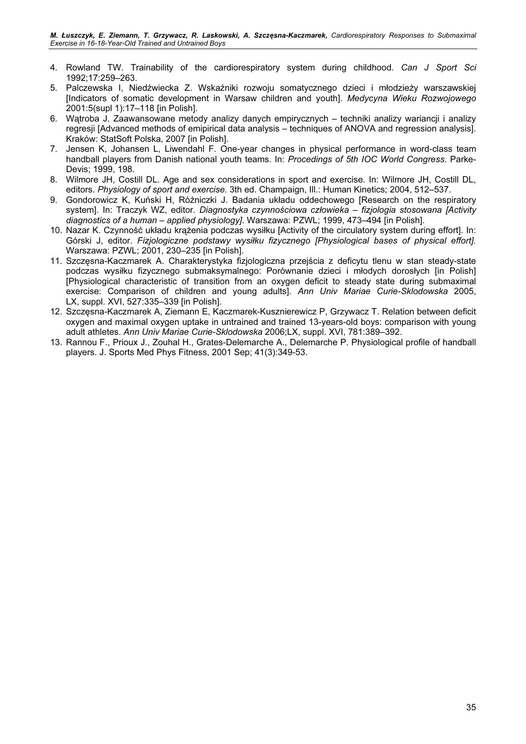4. Rowland TW. Trainability of the cardiorespiratory system during childhood. *Can J Sport Sci* 1992;17:259–263.
5. Palczewska I, Niedźwiecka Z. Wskaźniki rozwoju somatycznego dzieci i młodzieży warszawskiej [Indicators of somatic development in Warsaw children and youth]. *Medycyna Wieku Rozwojowego* 2001:5(supl 1):17–118 [in Polish].
6. Wątroba J. Zaawansowane metody analizy danych empirycznych – techniki analizy wariancji i analizy regresji [Advanced methods of emipirical data analysis – techniques of ANOVA and regression analysis]. Kraków: StatSoft Polska, 2007 [in Polish].
7. Jensen K, Johansen L, Liwendahl F. One-year changes in physical performance in word-class team handball players from Danish national youth teams. In: *Procedings of 5th IOC World Congress*. Parke-Devis; 1999, 198.
8. Wilmore JH, Costill DL. Age and sex considerations in sport and exercise. In: Wilmore JH, Costill DL, editors. *Physiology of sport and exercise.* 3th ed. Champaign, Ill.: Human Kinetics; 2004, 512–537.
9. Gondorowicz K, Kuński H, Różniczki J. Badania układu oddechowego [Research on the respiratory system]. In: Traczyk WZ, editor. *Diagnostyka czynnościowa człowieka – fizjologia stosowana [Activity diagnostics of a human – applied physiology]*. Warszawa: PZWL; 1999, 473–494 [in Polish].
10. Nazar K. Czynność układu krążenia podczas wysiłku [Activity of the circulatory system during effort]. In: Górski J, editor. *Fizjologiczne podstawy wysiłku fizycznego [Physiological bases of physical effort].* Warszawa: PZWL; 2001, 230–235 [in Polish].
11. Szczęsna-Kaczmarek A. Charakterystyka fizjologiczna przejścia z deficytu tlenu w stan steady-state podczas wysiłku fizycznego submaksymalnego: Porównanie dzieci i młodych dorosłych [in Polish] [Physiological characteristic of transition from an oxygen deficit to steady state during submaximal exercise: Comparison of children and young adults]. *Ann Univ Mariae Curie-Sklodowska* 2005, LX, suppl. XVI, 527:335–339 [in Polish].
12. Szczęsna-Kaczmarek A, Ziemann E, Kaczmarek-Kusznierewicz P, Grzywacz T. Relation between deficit oxygen and maximal oxygen uptake in untrained and trained 13-years-old boys: comparison with young adult athletes. *Ann Univ Mariae Curie-Sklodowska* 2006;LX, suppl. XVI, 781:389–392.
13. Rannou F., Prioux J., Zouhal H., Grates-Delemarche A., Delemarche P. Physiological profile of handball players. J. Sports Med Phys Fitness, 2001 Sep; 41(3):349-53.